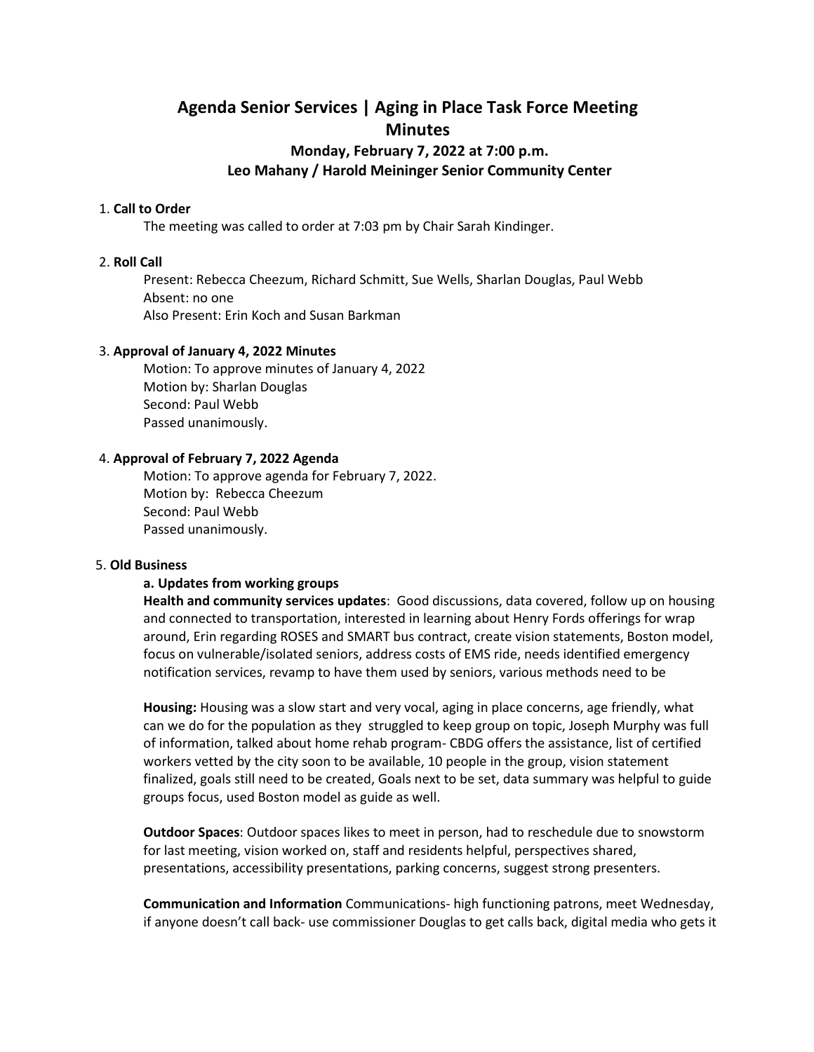# Agenda Senior Services | Aging in Place Task Force Meeting Minutes

### Monday, February 7, 2022 at 7:00 p.m.
### Leo Mahany / Harold Meininger Senior Community Center

1. **Call to Order**

   The meeting was called to order at 7:03 pm by Chair Sarah Kindinger.

2. **Roll Call**

   Present: Rebecca Cheezum, Richard Schmitt, Sue Wells, Sharlan Douglas, Paul Webb
   Absent: no one
   Also Present: Erin Koch and Susan Barkman

3. **Approval of January 4, 2022 Minutes**

   Motion: To approve minutes of January 4, 2022
   Motion by: Sharlan Douglas
   Second: Paul Webb
   Passed unanimously.

4. **Approval of February 7, 2022 Agenda**

   Motion: To approve agenda for February 7, 2022.
   Motion by: Rebecca Cheezum
   Second: Paul Webb
   Passed unanimously.

5. **Old Business**

   **a. Updates from working groups**

   **Health and community services updates**: Good discussions, data covered, follow up on housing and connected to transportation, interested in learning about Henry Fords offerings for wrap around, Erin regarding ROSES and SMART bus contract, create vision statements, Boston model, focus on vulnerable/isolated seniors, address costs of EMS ride, needs identified emergency notification services, revamp to have them used by seniors, various methods need to be

   **Housing:** Housing was a slow start and very vocal, aging in place concerns, age friendly, what can we do for the population as they struggled to keep group on topic, Joseph Murphy was full of information, talked about home rehab program- CBDG offers the assistance, list of certified workers vetted by the city soon to be available, 10 people in the group, vision statement finalized, goals still need to be created, Goals next to be set, data summary was helpful to guide groups focus, used Boston model as guide as well.

   **Outdoor Spaces**: Outdoor spaces likes to meet in person, had to reschedule due to snowstorm for last meeting, vision worked on, staff and residents helpful, perspectives shared, presentations, accessibility presentations, parking concerns, suggest strong presenters.

   **Communication and Information** Communications- high functioning patrons, meet Wednesday, if anyone doesn't call back- use commissioner Douglas to get calls back, digital media who gets it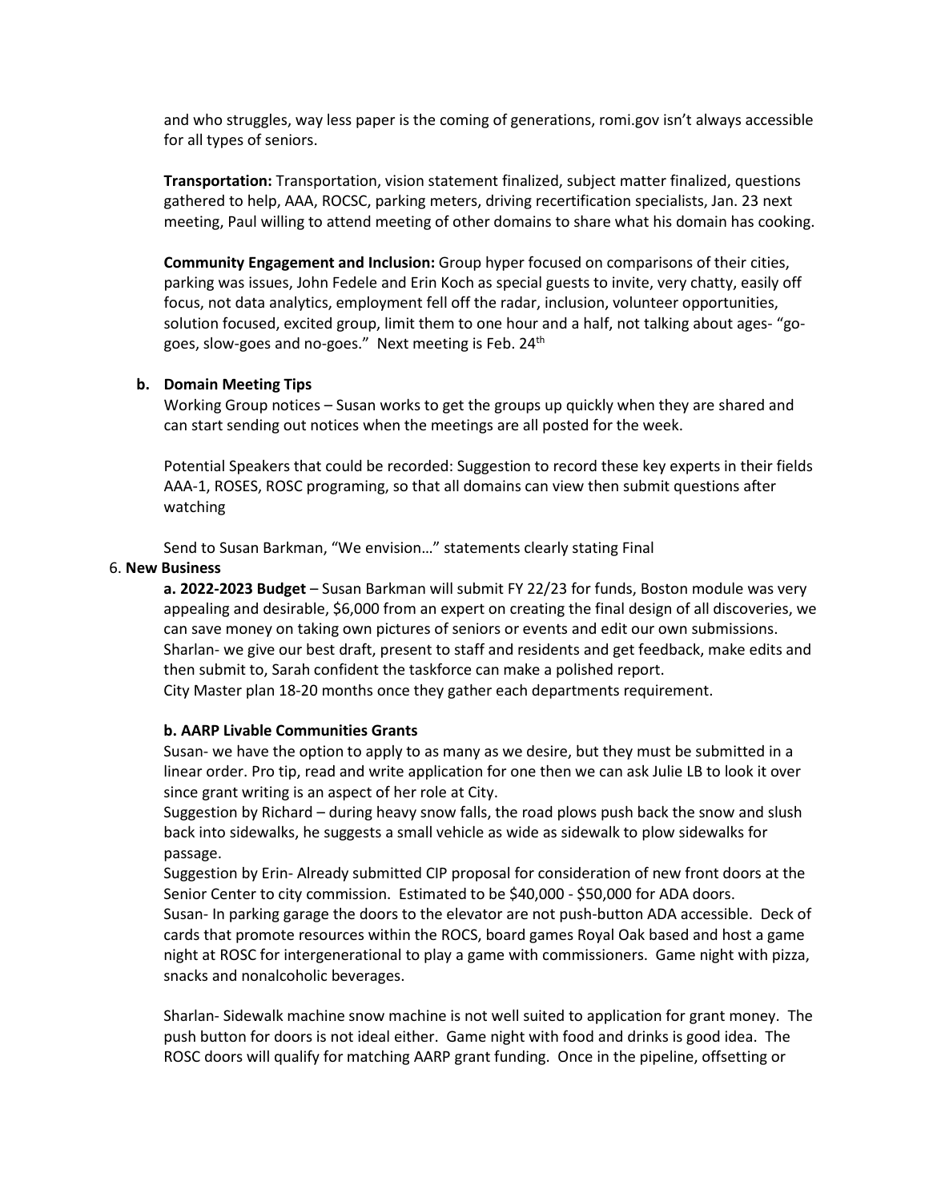and who struggles, way less paper is the coming of generations, romi.gov isn't always accessible for all types of seniors.

**Transportation:** Transportation, vision statement finalized, subject matter finalized, questions gathered to help, AAA, ROCSC, parking meters, driving recertification specialists, Jan. 23 next meeting, Paul willing to attend meeting of other domains to share what his domain has cooking.

**Community Engagement and Inclusion:** Group hyper focused on comparisons of their cities, parking was issues, John Fedele and Erin Koch as special guests to invite, very chatty, easily off focus, not data analytics, employment fell off the radar, inclusion, volunteer opportunities, solution focused, excited group, limit them to one hour and a half, not talking about ages- "go-goes, slow-goes and no-goes." Next meeting is Feb. 24th

**b. Domain Meeting Tips**

Working Group notices – Susan works to get the groups up quickly when they are shared and can start sending out notices when the meetings are all posted for the week.

Potential Speakers that could be recorded: Suggestion to record these key experts in their fields AAA-1, ROSES, ROSC programing, so that all domains can view then submit questions after watching

Send to Susan Barkman, "We envision…" statements clearly stating Final

6. **New Business**

**a. 2022-2023 Budget** – Susan Barkman will submit FY 22/23 for funds, Boston module was very appealing and desirable, $6,000 from an expert on creating the final design of all discoveries, we can save money on taking own pictures of seniors or events and edit our own submissions. Sharlan- we give our best draft, present to staff and residents and get feedback, make edits and then submit to, Sarah confident the taskforce can make a polished report.
City Master plan 18-20 months once they gather each departments requirement.

**b. AARP Livable Communities Grants**

Susan- we have the option to apply to as many as we desire, but they must be submitted in a linear order. Pro tip, read and write application for one then we can ask Julie LB to look it over since grant writing is an aspect of her role at City.
Suggestion by Richard – during heavy snow falls, the road plows push back the snow and slush back into sidewalks, he suggests a small vehicle as wide as sidewalk to plow sidewalks for passage.
Suggestion by Erin- Already submitted CIP proposal for consideration of new front doors at the Senior Center to city commission. Estimated to be $40,000 - $50,000 for ADA doors.
Susan- In parking garage the doors to the elevator are not push-button ADA accessible. Deck of cards that promote resources within the ROCS, board games Royal Oak based and host a game night at ROSC for intergenerational to play a game with commissioners. Game night with pizza, snacks and nonalcoholic beverages.

Sharlan- Sidewalk machine snow machine is not well suited to application for grant money. The push button for doors is not ideal either. Game night with food and drinks is good idea. The ROSC doors will qualify for matching AARP grant funding. Once in the pipeline, offsetting or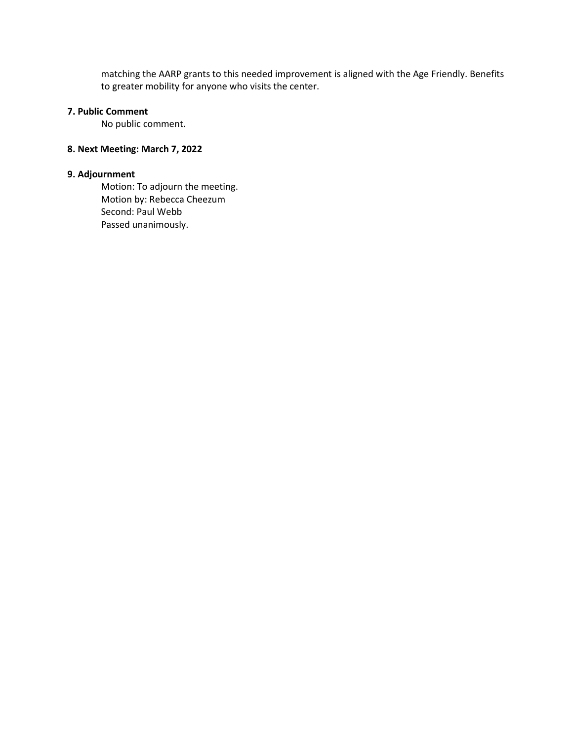matching the AARP grants to this needed improvement is aligned with the Age Friendly. Benefits to greater mobility for anyone who visits the center.

**7. Public Comment**

No public comment.

**8. Next Meeting: March 7, 2022**

**9. Adjournment**

Motion: To adjourn the meeting.
Motion by: Rebecca Cheezum
Second: Paul Webb
Passed unanimously.